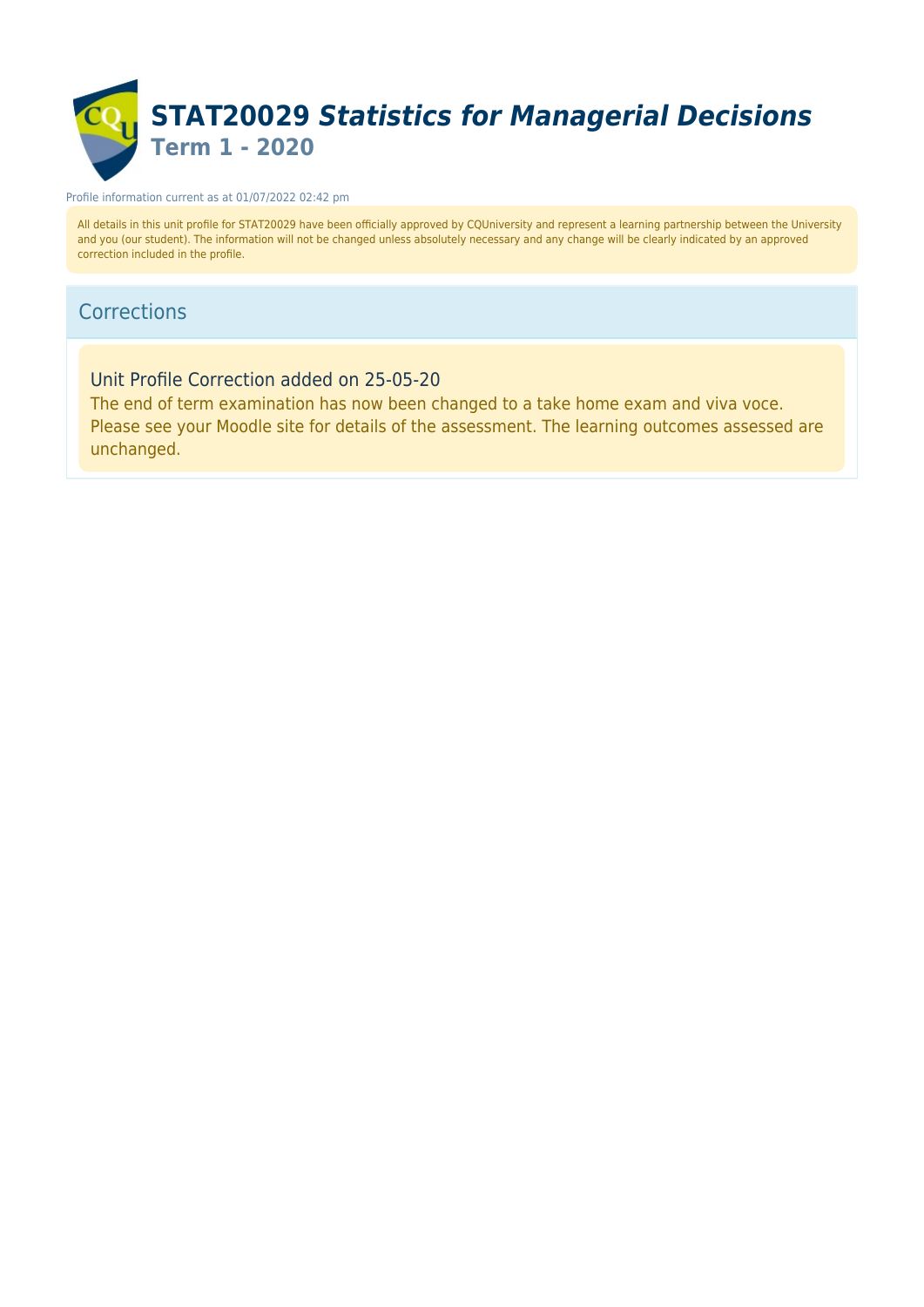# STAT20029 *Statistics for Managerial Decisions*

## Term 1 - 2020

Profile information current as at 01/07/2022 02:42 pm

All details in this unit profile for STAT20029 have been officially approved by CQUniversity and represent a learning partnership between the University and you (our student). The information will not be changed unless absolutely necessary and any change will be clearly indicated by an approved correction included in the profile.

## Corrections

### Unit Profile Correction added on 25-05-20

The end of term examination has now been changed to a take home exam and viva voce. Please see your Moodle site for details of the assessment. The learning outcomes assessed are unchanged.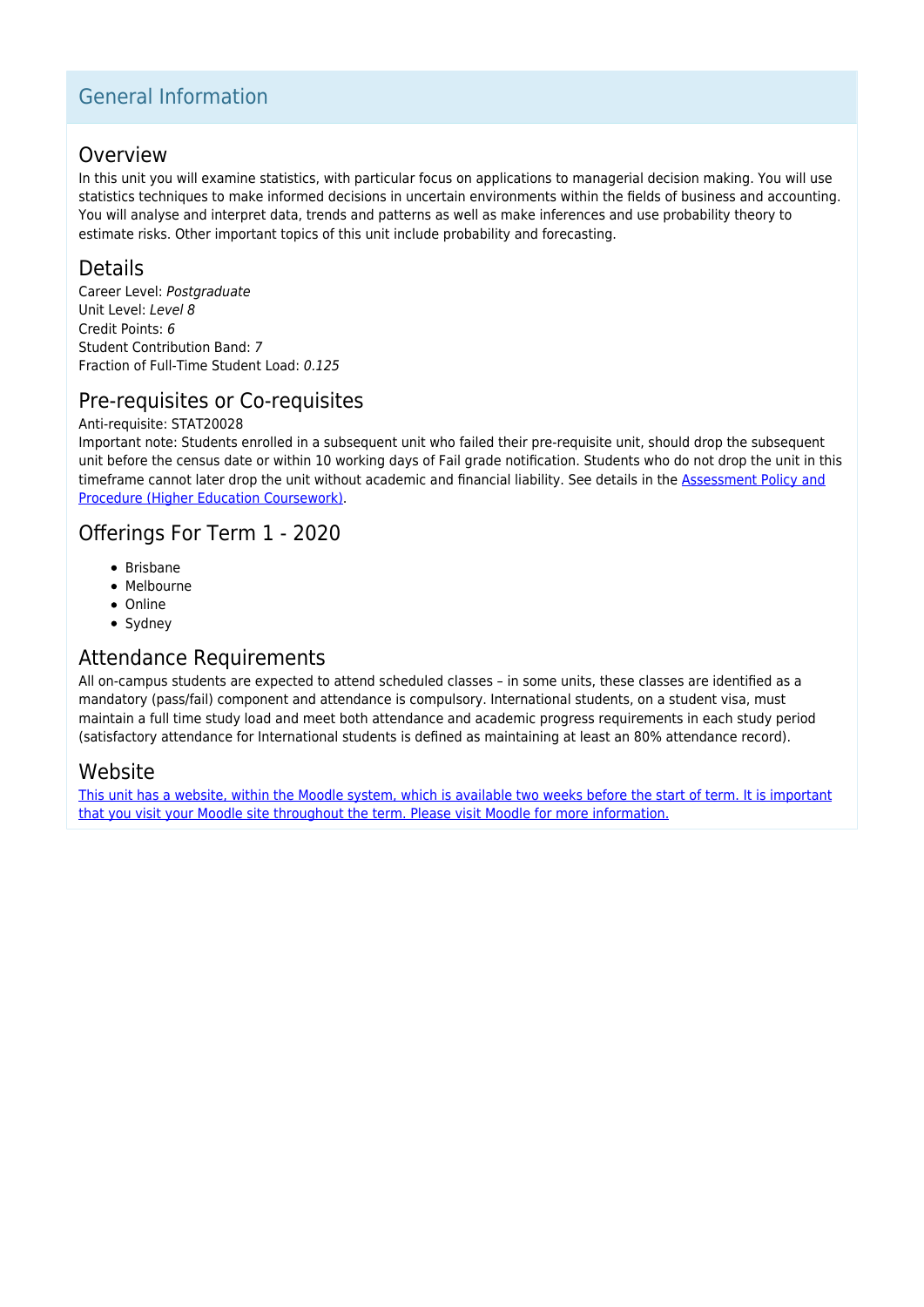# General Information

## Overview

In this unit you will examine statistics, with particular focus on applications to managerial decision making. You will use statistics techniques to make informed decisions in uncertain environments within the fields of business and accounting. You will analyse and interpret data, trends and patterns as well as make inferences and use probability theory to estimate risks. Other important topics of this unit include probability and forecasting.

## Details

Career Level: *Postgraduate*
Unit Level: *Level 8*
Credit Points: *6*
Student Contribution Band: *7*
Fraction of Full-Time Student Load: *0.125*

## Pre-requisites or Co-requisites

Anti-requisite: STAT20028
Important note: Students enrolled in a subsequent unit who failed their pre-requisite unit, should drop the subsequent unit before the census date or within 10 working days of Fail grade notification. Students who do not drop the unit in this timeframe cannot later drop the unit without academic and financial liability. See details in the [Assessment Policy and Procedure (Higher Education Coursework)].

## Offerings For Term 1 - 2020

- Brisbane
- Melbourne
- Online
- Sydney

## Attendance Requirements

All on-campus students are expected to attend scheduled classes – in some units, these classes are identified as a mandatory (pass/fail) component and attendance is compulsory. International students, on a student visa, must maintain a full time study load and meet both attendance and academic progress requirements in each study period (satisfactory attendance for International students is defined as maintaining at least an 80% attendance record).

## Website

[This unit has a website, within the Moodle system, which is available two weeks before the start of term. It is important that you visit your Moodle site throughout the term. Please visit Moodle for more information.]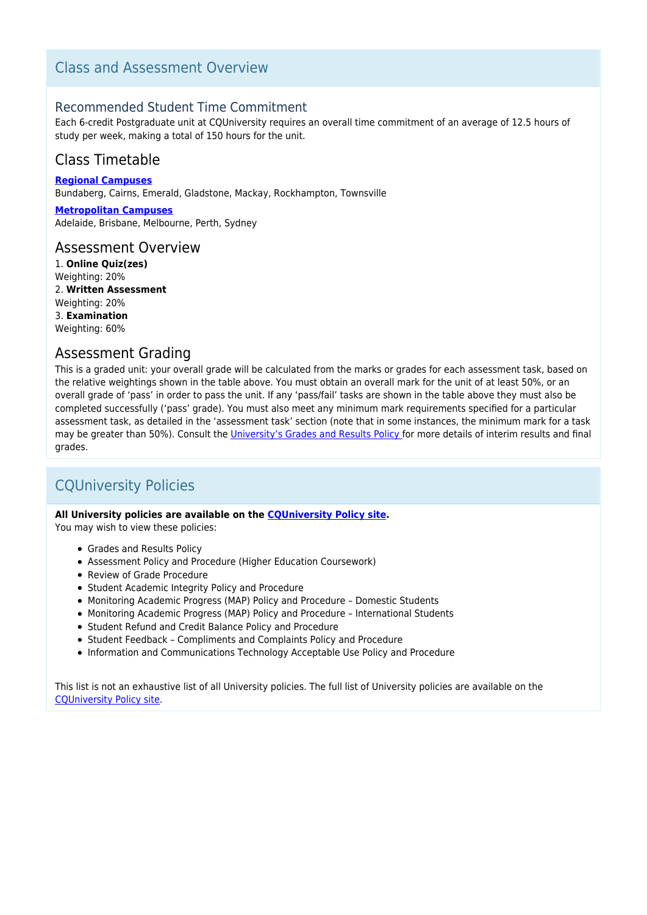## Class and Assessment Overview

### Recommended Student Time Commitment

Each 6-credit Postgraduate unit at CQUniversity requires an overall time commitment of an average of 12.5 hours of study per week, making a total of 150 hours for the unit.

### Class Timetable

**Regional Campuses**
Bundaberg, Cairns, Emerald, Gladstone, Mackay, Rockhampton, Townsville

**Metropolitan Campuses**
Adelaide, Brisbane, Melbourne, Perth, Sydney

### Assessment Overview

1. **Online Quiz(zes)**
Weighting: 20%
2. **Written Assessment**
Weighting: 20%
3. **Examination**
Weighting: 60%

### Assessment Grading

This is a graded unit: your overall grade will be calculated from the marks or grades for each assessment task, based on the relative weightings shown in the table above. You must obtain an overall mark for the unit of at least 50%, or an overall grade of 'pass' in order to pass the unit. If any 'pass/fail' tasks are shown in the table above they must also be completed successfully ('pass' grade). You must also meet any minimum mark requirements specified for a particular assessment task, as detailed in the 'assessment task' section (note that in some instances, the minimum mark for a task may be greater than 50%). Consult the University's Grades and Results Policy for more details of interim results and final grades.

## CQUniversity Policies

**All University policies are available on the CQUniversity Policy site.**
You may wish to view these policies:

- Grades and Results Policy
- Assessment Policy and Procedure (Higher Education Coursework)
- Review of Grade Procedure
- Student Academic Integrity Policy and Procedure
- Monitoring Academic Progress (MAP) Policy and Procedure – Domestic Students
- Monitoring Academic Progress (MAP) Policy and Procedure – International Students
- Student Refund and Credit Balance Policy and Procedure
- Student Feedback – Compliments and Complaints Policy and Procedure
- Information and Communications Technology Acceptable Use Policy and Procedure

This list is not an exhaustive list of all University policies. The full list of University policies are available on the CQUniversity Policy site.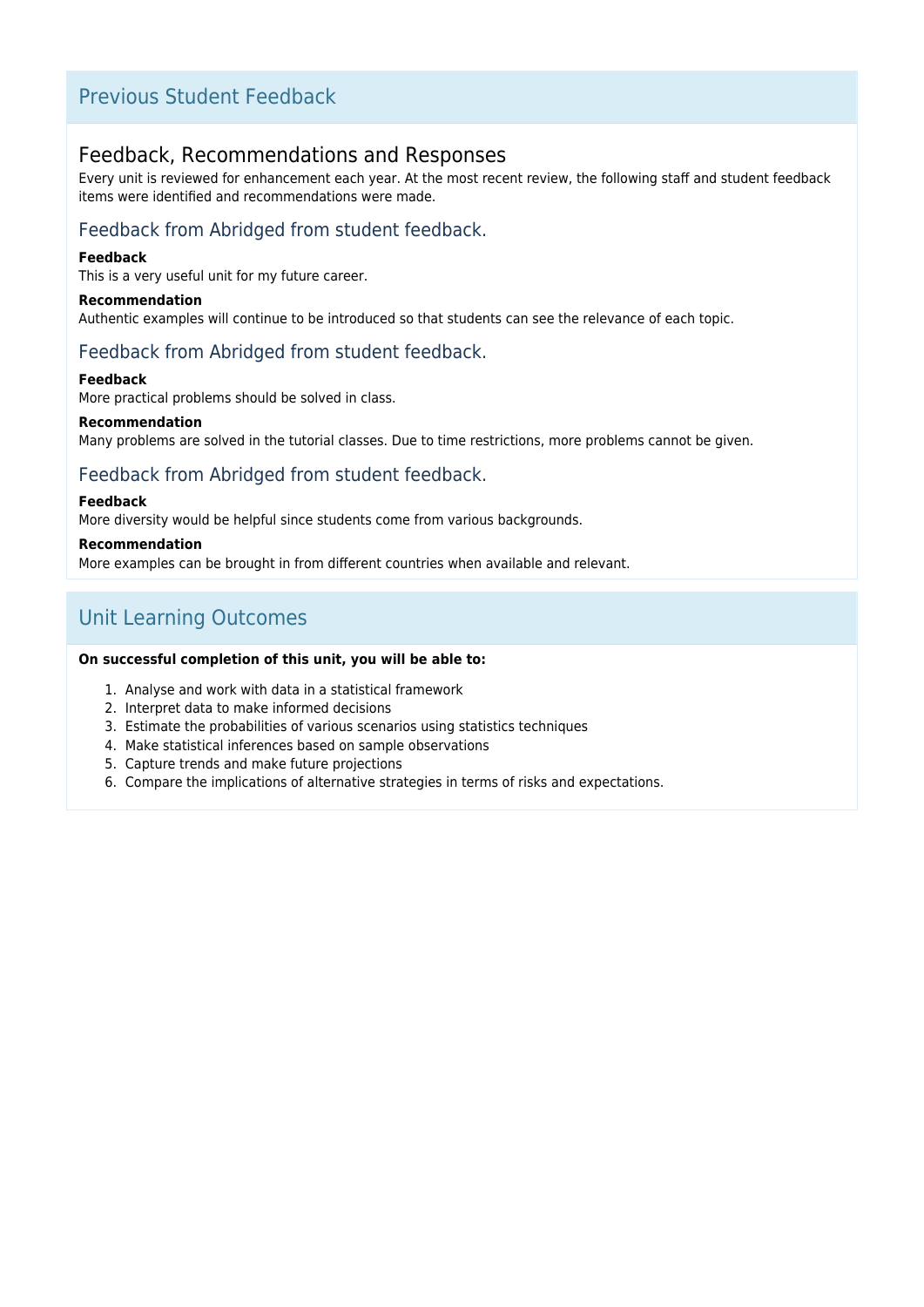## Previous Student Feedback

### Feedback, Recommendations and Responses

Every unit is reviewed for enhancement each year. At the most recent review, the following staff and student feedback items were identified and recommendations were made.

#### Feedback from Abridged from student feedback.

**Feedback**

This is a very useful unit for my future career.

**Recommendation**

Authentic examples will continue to be introduced so that students can see the relevance of each topic.

#### Feedback from Abridged from student feedback.

**Feedback**

More practical problems should be solved in class.

**Recommendation**

Many problems are solved in the tutorial classes. Due to time restrictions, more problems cannot be given.

#### Feedback from Abridged from student feedback.

**Feedback**

More diversity would be helpful since students come from various backgrounds.

**Recommendation**

More examples can be brought in from different countries when available and relevant.

## Unit Learning Outcomes

**On successful completion of this unit, you will be able to:**

1. Analyse and work with data in a statistical framework
2. Interpret data to make informed decisions
3. Estimate the probabilities of various scenarios using statistics techniques
4. Make statistical inferences based on sample observations
5. Capture trends and make future projections
6. Compare the implications of alternative strategies in terms of risks and expectations.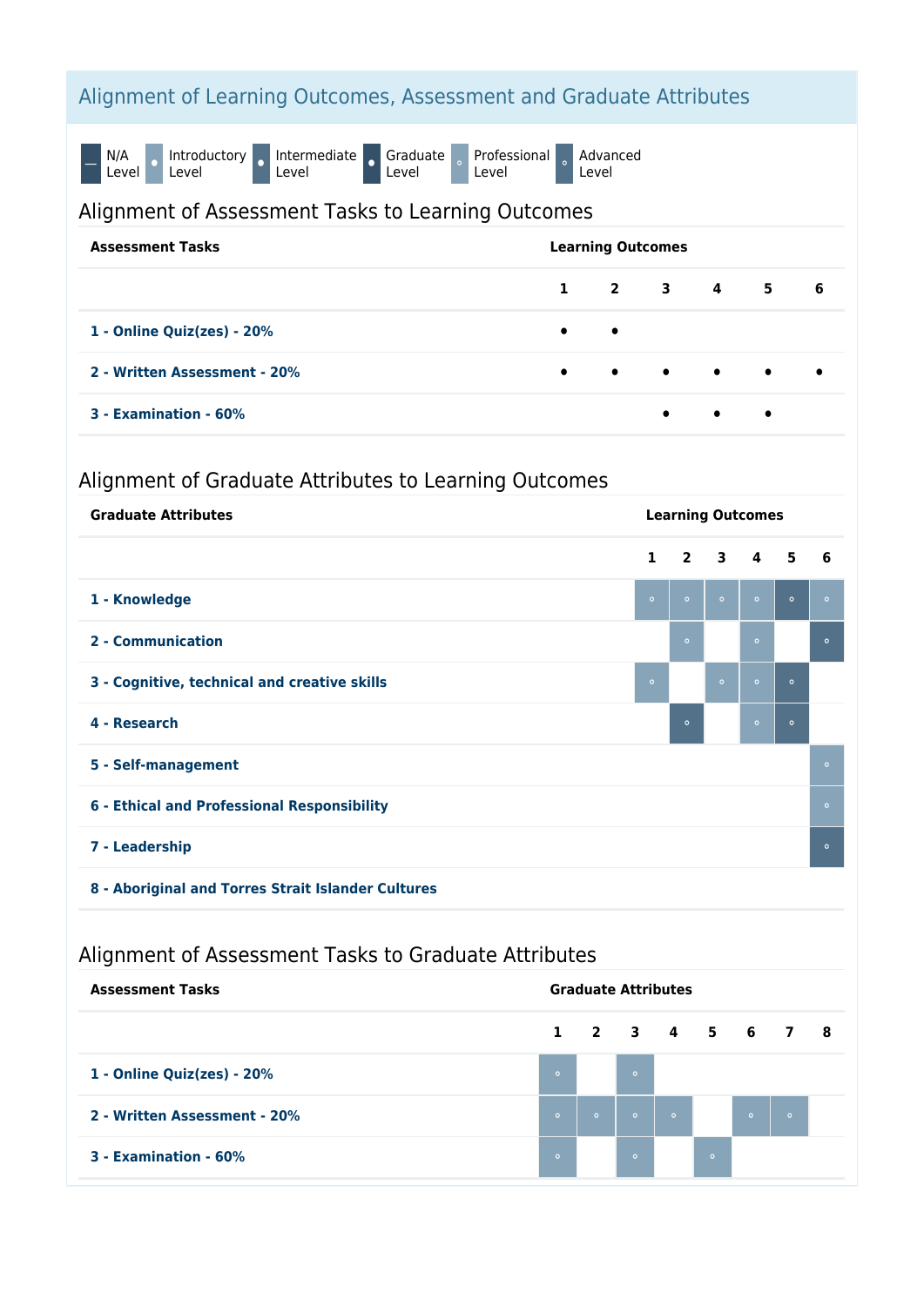## Alignment of Learning Outcomes, Assessment and Graduate Attributes

— N/A Level · Introductory Level · Intermediate Level · Graduate Level · Professional Level · Advanced Level

### Alignment of Assessment Tasks to Learning Outcomes

| Assessment Tasks | Learning Outcomes | | | | | |
|---|---|---|---|---|---|---|
| | 1 | 2 | 3 | 4 | 5 | 6 |
| **1 - Online Quiz(zes) - 20%** | • | • | | | | |
| **2 - Written Assessment - 20%** | • | • | • | • | • | • |
| **3 - Examination - 60%** | | | • | • | • | |

### Alignment of Graduate Attributes to Learning Outcomes

| Graduate Attributes | Learning Outcomes | | | | | |
|---|---|---|---|---|---|---|
| | 1 | 2 | 3 | 4 | 5 | 6 |
| **1 - Knowledge** | Professional | Professional | Professional | Professional | Advanced | Professional |
| **2 - Communication** | | Professional | | Professional | | Advanced |
| **3 - Cognitive, technical and creative skills** | Professional | | Professional | Professional | Advanced | |
| **4 - Research** | | Advanced | | Professional | Advanced | |
| **5 - Self-management** | | | | | | Professional |
| **6 - Ethical and Professional Responsibility** | | | | | | Professional |
| **7 - Leadership** | | | | | | Advanced |
| **8 - Aboriginal and Torres Strait Islander Cultures** | | | | | | |

### Alignment of Assessment Tasks to Graduate Attributes

| Assessment Tasks | Graduate Attributes | | | | | | | |
|---|---|---|---|---|---|---|---|---|
| | 1 | 2 | 3 | 4 | 5 | 6 | 7 | 8 |
| **1 - Online Quiz(zes) - 20%** | Professional | | Professional | | | | | |
| **2 - Written Assessment - 20%** | Professional | Professional | Professional | Professional | | Professional | Professional | |
| **3 - Examination - 60%** | Professional | | Professional | | Professional | | | |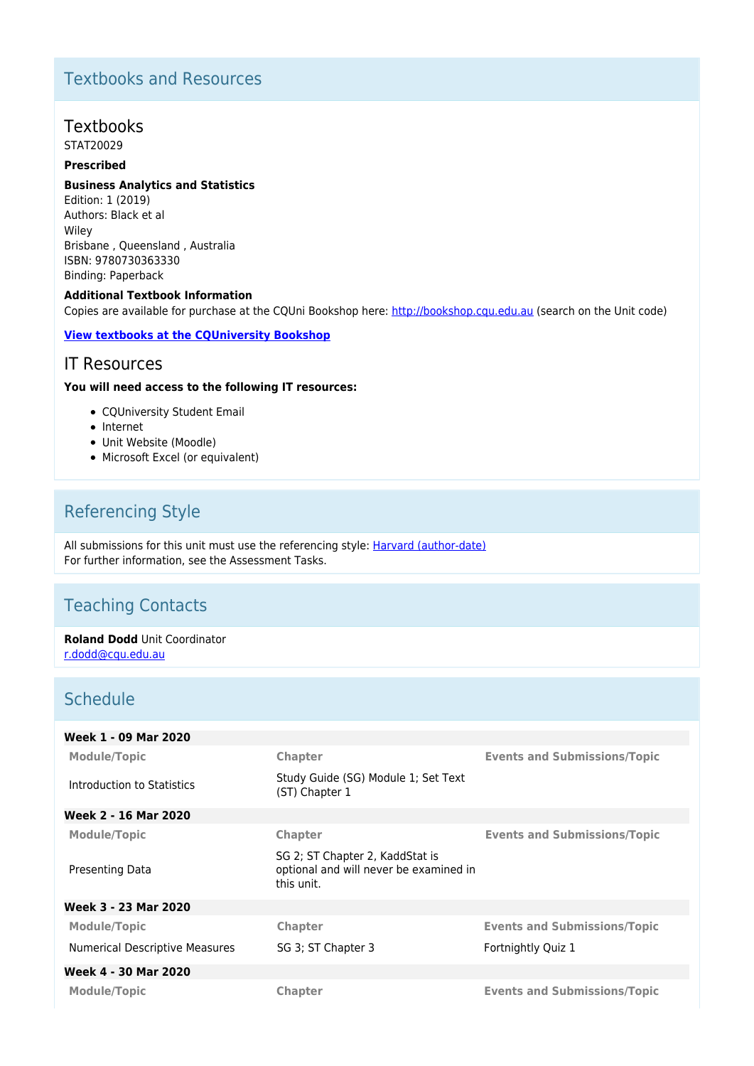## Textbooks and Resources

### Textbooks

STAT20029

**Prescribed**

**Business Analytics and Statistics**
Edition: 1 (2019)
Authors: Black et al
Wiley
Brisbane , Queensland , Australia
ISBN: 9780730363330
Binding: Paperback

**Additional Textbook Information**
Copies are available for purchase at the CQUni Bookshop here: [http://bookshop.cqu.edu.au](http://bookshop.cqu.edu.au) (search on the Unit code)

**[View textbooks at the CQUniversity Bookshop](http://bookshop.cqu.edu.au)**

### IT Resources

**You will need access to the following IT resources:**

- CQUniversity Student Email
- Internet
- Unit Website (Moodle)
- Microsoft Excel (or equivalent)

## Referencing Style

All submissions for this unit must use the referencing style: [Harvard (author-date)]()
For further information, see the Assessment Tasks.

## Teaching Contacts

**Roland Dodd** Unit Coordinator
[r.dodd@cqu.edu.au](mailto:r.dodd@cqu.edu.au)

## Schedule

**Week 1 - 09 Mar 2020**

| Module/Topic | Chapter | Events and Submissions/Topic |
|---|---|---|
| Introduction to Statistics | Study Guide (SG) Module 1; Set Text (ST) Chapter 1 | |

**Week 2 - 16 Mar 2020**

| Module/Topic | Chapter | Events and Submissions/Topic |
|---|---|---|
| Presenting Data | SG 2; ST Chapter 2, KaddStat is optional and will never be examined in this unit. | |

**Week 3 - 23 Mar 2020**

| Module/Topic | Chapter | Events and Submissions/Topic |
|---|---|---|
| Numerical Descriptive Measures | SG 3; ST Chapter 3 | Fortnightly Quiz 1 |

**Week 4 - 30 Mar 2020**

| Module/Topic | Chapter | Events and Submissions/Topic |
|---|---|---|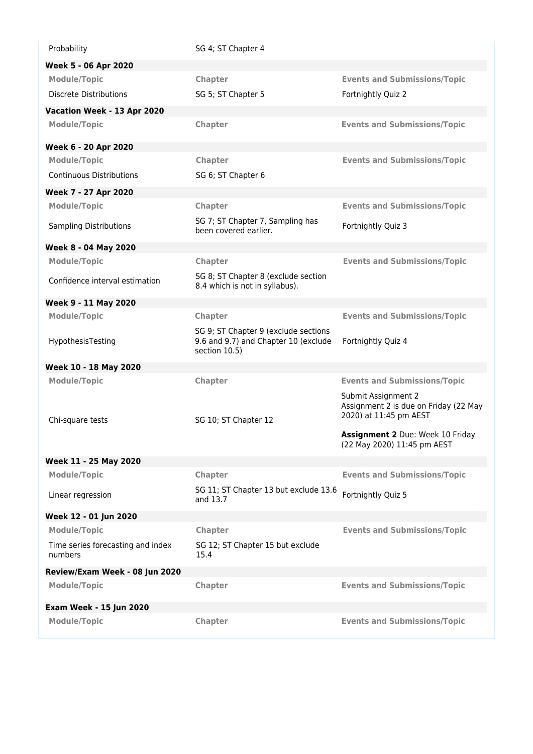| Module/Topic | Chapter | Events and Submissions/Topic |
|---|---|---|
| Probability | SG 4; ST Chapter 4 | |

**Week 5 - 06 Apr 2020**

| Module/Topic | Chapter | Events and Submissions/Topic |
|---|---|---|
| Discrete Distributions | SG 5; ST Chapter 5 | Fortnightly Quiz 2 |

**Vacation Week - 13 Apr 2020**

| Module/Topic | Chapter | Events and Submissions/Topic |
|---|---|---|

**Week 6 - 20 Apr 2020**

| Module/Topic | Chapter | Events and Submissions/Topic |
|---|---|---|
| Continuous Distributions | SG 6; ST Chapter 6 | |

**Week 7 - 27 Apr 2020**

| Module/Topic | Chapter | Events and Submissions/Topic |
|---|---|---|
| Sampling Distributions | SG 7; ST Chapter 7, Sampling has been covered earlier. | Fortnightly Quiz 3 |

**Week 8 - 04 May 2020**

| Module/Topic | Chapter | Events and Submissions/Topic |
|---|---|---|
| Confidence interval estimation | SG 8; ST Chapter 8 (exclude section 8.4 which is not in syllabus). | |

**Week 9 - 11 May 2020**

| Module/Topic | Chapter | Events and Submissions/Topic |
|---|---|---|
| HypothesisTesting | SG 9; ST Chapter 9 (exclude sections 9.6 and 9.7) and Chapter 10 (exclude section 10.5) | Fortnightly Quiz 4 |

**Week 10 - 18 May 2020**

| Module/Topic | Chapter | Events and Submissions/Topic |
|---|---|---|
| Chi-square tests | SG 10; ST Chapter 12 | Submit Assignment 2<br>Assignment 2 is due on Friday (22 May 2020) at 11:45 pm AEST<br><br>**Assignment 2** Due: Week 10 Friday (22 May 2020) 11:45 pm AEST |

**Week 11 - 25 May 2020**

| Module/Topic | Chapter | Events and Submissions/Topic |
|---|---|---|
| Linear regression | SG 11; ST Chapter 13 but exclude 13.6 and 13.7 | Fortnightly Quiz 5 |

**Week 12 - 01 Jun 2020**

| Module/Topic | Chapter | Events and Submissions/Topic |
|---|---|---|
| Time series forecasting and index numbers | SG 12; ST Chapter 15 but exclude 15.4 | |

**Review/Exam Week - 08 Jun 2020**

| Module/Topic | Chapter | Events and Submissions/Topic |
|---|---|---|

**Exam Week - 15 Jun 2020**

| Module/Topic | Chapter | Events and Submissions/Topic |
|---|---|---|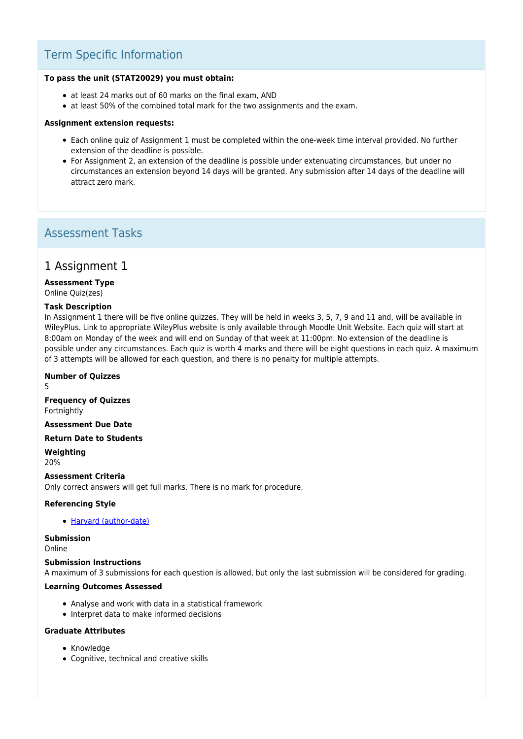## Term Specific Information

**To pass the unit (STAT20029) you must obtain:**

- at least 24 marks out of 60 marks on the final exam, AND
- at least 50% of the combined total mark for the two assignments and the exam.

**Assignment extension requests:**

- Each online quiz of Assignment 1 must be completed within the one-week time interval provided. No further extension of the deadline is possible.
- For Assignment 2, an extension of the deadline is possible under extenuating circumstances, but under no circumstances an extension beyond 14 days will be granted. Any submission after 14 days of the deadline will attract zero mark.

## Assessment Tasks

### 1 Assignment 1

**Assessment Type**
Online Quiz(zes)

**Task Description**
In Assignment 1 there will be five online quizzes. They will be held in weeks 3, 5, 7, 9 and 11 and, will be available in WileyPlus. Link to appropriate WileyPlus website is only available through Moodle Unit Website. Each quiz will start at 8:00am on Monday of the week and will end on Sunday of that week at 11:00pm. No extension of the deadline is possible under any circumstances. Each quiz is worth 4 marks and there will be eight questions in each quiz. A maximum of 3 attempts will be allowed for each question, and there is no penalty for multiple attempts.

**Number of Quizzes**
5

**Frequency of Quizzes**
Fortnightly

**Assessment Due Date**

**Return Date to Students**

**Weighting**
20%

**Assessment Criteria**
Only correct answers will get full marks. There is no mark for procedure.

**Referencing Style**

- Harvard (author-date)

**Submission**
Online

**Submission Instructions**
A maximum of 3 submissions for each question is allowed, but only the last submission will be considered for grading.

**Learning Outcomes Assessed**

- Analyse and work with data in a statistical framework
- Interpret data to make informed decisions

**Graduate Attributes**

- Knowledge
- Cognitive, technical and creative skills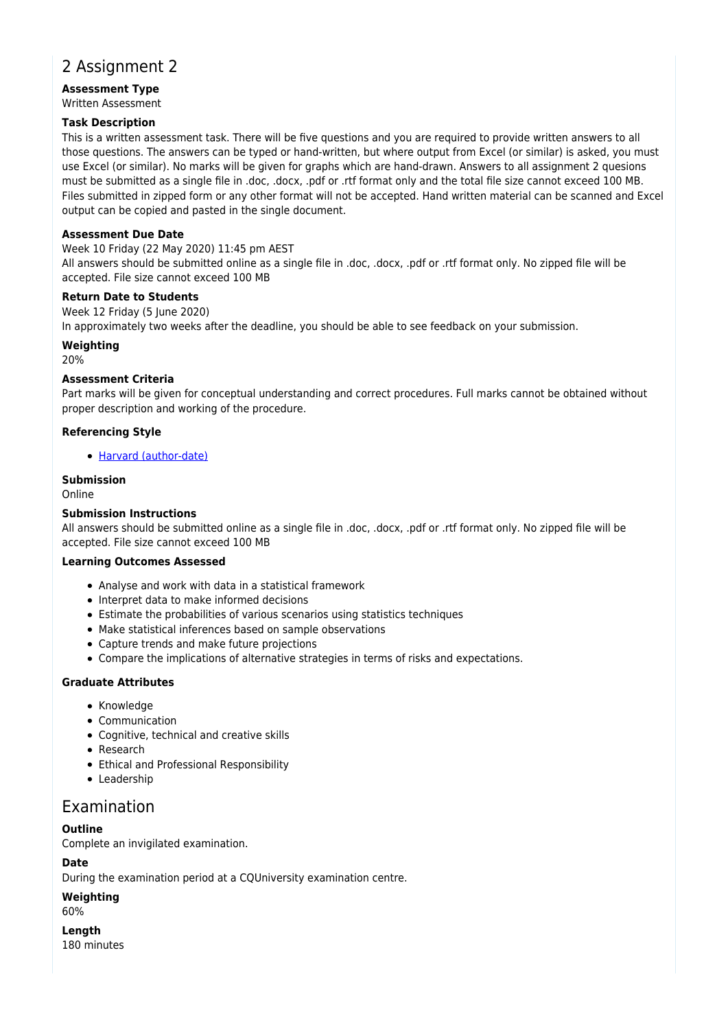## 2 Assignment 2

**Assessment Type**
Written Assessment

**Task Description**
This is a written assessment task. There will be five questions and you are required to provide written answers to all those questions. The answers can be typed or hand-written, but where output from Excel (or similar) is asked, you must use Excel (or similar). No marks will be given for graphs which are hand-drawn. Answers to all assignment 2 quesions must be submitted as a single file in .doc, .docx, .pdf or .rtf format only and the total file size cannot exceed 100 MB. Files submitted in zipped form or any other format will not be accepted. Hand written material can be scanned and Excel output can be copied and pasted in the single document.

**Assessment Due Date**
Week 10 Friday (22 May 2020) 11:45 pm AEST
All answers should be submitted online as a single file in .doc, .docx, .pdf or .rtf format only. No zipped file will be accepted. File size cannot exceed 100 MB

**Return Date to Students**
Week 12 Friday (5 June 2020)
In approximately two weeks after the deadline, you should be able to see feedback on your submission.

**Weighting**
20%

**Assessment Criteria**
Part marks will be given for conceptual understanding and correct procedures. Full marks cannot be obtained without proper description and working of the procedure.

**Referencing Style**

- Harvard (author-date)

**Submission**
Online

**Submission Instructions**
All answers should be submitted online as a single file in .doc, .docx, .pdf or .rtf format only. No zipped file will be accepted. File size cannot exceed 100 MB

**Learning Outcomes Assessed**

- Analyse and work with data in a statistical framework
- Interpret data to make informed decisions
- Estimate the probabilities of various scenarios using statistics techniques
- Make statistical inferences based on sample observations
- Capture trends and make future projections
- Compare the implications of alternative strategies in terms of risks and expectations.

**Graduate Attributes**

- Knowledge
- Communication
- Cognitive, technical and creative skills
- Research
- Ethical and Professional Responsibility
- Leadership

## Examination

**Outline**
Complete an invigilated examination.

**Date**
During the examination period at a CQUniversity examination centre.

**Weighting**
60%

**Length**
180 minutes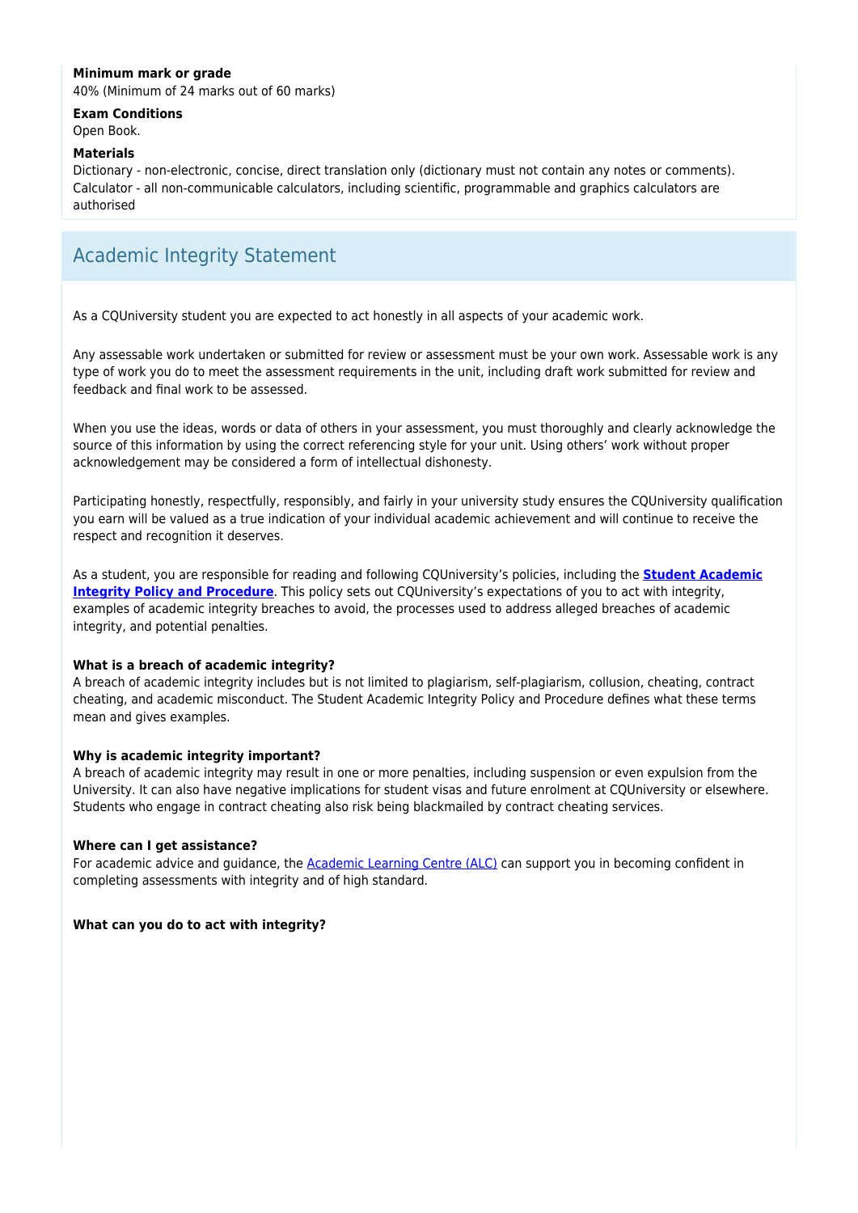**Minimum mark or grade**
40% (Minimum of 24 marks out of 60 marks)

**Exam Conditions**
Open Book.

**Materials**
Dictionary - non-electronic, concise, direct translation only (dictionary must not contain any notes or comments).
Calculator - all non-communicable calculators, including scientific, programmable and graphics calculators are authorised

## Academic Integrity Statement

As a CQUniversity student you are expected to act honestly in all aspects of your academic work.

Any assessable work undertaken or submitted for review or assessment must be your own work. Assessable work is any type of work you do to meet the assessment requirements in the unit, including draft work submitted for review and feedback and final work to be assessed.

When you use the ideas, words or data of others in your assessment, you must thoroughly and clearly acknowledge the source of this information by using the correct referencing style for your unit. Using others' work without proper acknowledgement may be considered a form of intellectual dishonesty.

Participating honestly, respectfully, responsibly, and fairly in your university study ensures the CQUniversity qualification you earn will be valued as a true indication of your individual academic achievement and will continue to receive the respect and recognition it deserves.

As a student, you are responsible for reading and following CQUniversity's policies, including the **Student Academic Integrity Policy and Procedure**. This policy sets out CQUniversity's expectations of you to act with integrity, examples of academic integrity breaches to avoid, the processes used to address alleged breaches of academic integrity, and potential penalties.

**What is a breach of academic integrity?**
A breach of academic integrity includes but is not limited to plagiarism, self-plagiarism, collusion, cheating, contract cheating, and academic misconduct. The Student Academic Integrity Policy and Procedure defines what these terms mean and gives examples.

**Why is academic integrity important?**
A breach of academic integrity may result in one or more penalties, including suspension or even expulsion from the University. It can also have negative implications for student visas and future enrolment at CQUniversity or elsewhere. Students who engage in contract cheating also risk being blackmailed by contract cheating services.

**Where can I get assistance?**
For academic advice and guidance, the Academic Learning Centre (ALC) can support you in becoming confident in completing assessments with integrity and of high standard.

**What can you do to act with integrity?**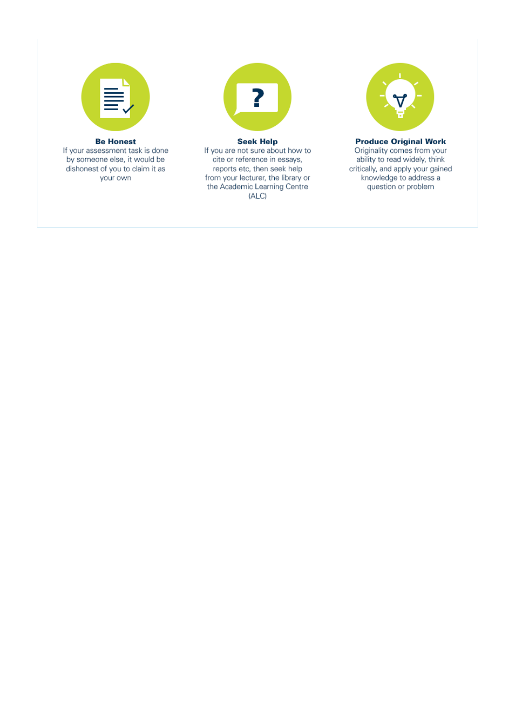**Be Honest**
If your assessment task is done by someone else, it would be dishonest of you to claim it as your own

**Seek Help**
If you are not sure about how to cite or reference in essays, reports etc, then seek help from your lecturer, the library or the Academic Learning Centre (ALC)

**Produce Original Work**
Originality comes from your ability to read widely, think critically, and apply your gained knowledge to address a question or problem